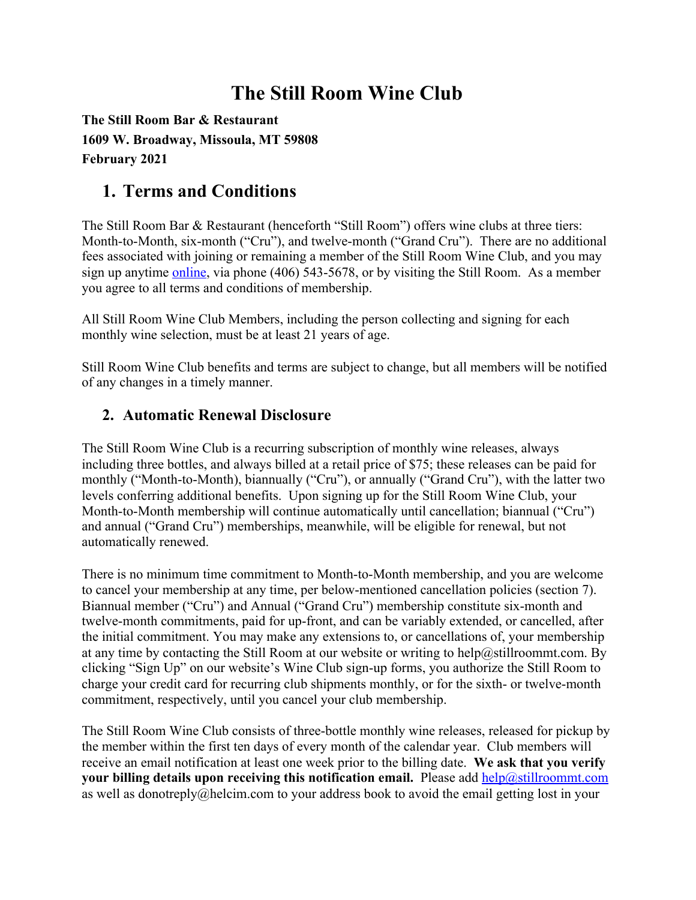# The Still Room Wine Club

**The Still Room Bar & Restaurant**
**1609 W. Broadway, Missoula, MT 59808**
**February 2021**

## 1. Terms and Conditions

The Still Room Bar & Restaurant (henceforth "Still Room") offers wine clubs at three tiers: Month-to-Month, six-month ("Cru"), and twelve-month ("Grand Cru"). There are no additional fees associated with joining or remaining a member of the Still Room Wine Club, and you may sign up anytime online, via phone (406) 543-5678, or by visiting the Still Room. As a member you agree to all terms and conditions of membership.

All Still Room Wine Club Members, including the person collecting and signing for each monthly wine selection, must be at least 21 years of age.

Still Room Wine Club benefits and terms are subject to change, but all members will be notified of any changes in a timely manner.

## 2. Automatic Renewal Disclosure

The Still Room Wine Club is a recurring subscription of monthly wine releases, always including three bottles, and always billed at a retail price of $75; these releases can be paid for monthly ("Month-to-Month), biannually ("Cru"), or annually ("Grand Cru"), with the latter two levels conferring additional benefits. Upon signing up for the Still Room Wine Club, your Month-to-Month membership will continue automatically until cancellation; biannual ("Cru") and annual ("Grand Cru") memberships, meanwhile, will be eligible for renewal, but not automatically renewed.

There is no minimum time commitment to Month-to-Month membership, and you are welcome to cancel your membership at any time, per below-mentioned cancellation policies (section 7). Biannual member ("Cru") and Annual ("Grand Cru") membership constitute six-month and twelve-month commitments, paid for up-front, and can be variably extended, or cancelled, after the initial commitment. You may make any extensions to, or cancellations of, your membership at any time by contacting the Still Room at our website or writing to help@stillroommt.com. By clicking "Sign Up" on our website's Wine Club sign-up forms, you authorize the Still Room to charge your credit card for recurring club shipments monthly, or for the sixth- or twelve-month commitment, respectively, until you cancel your club membership.

The Still Room Wine Club consists of three-bottle monthly wine releases, released for pickup by the member within the first ten days of every month of the calendar year. Club members will receive an email notification at least one week prior to the billing date. **We ask that you verify your billing details upon receiving this notification email.** Please add help@stillroommt.com as well as donotreply@helcim.com to your address book to avoid the email getting lost in your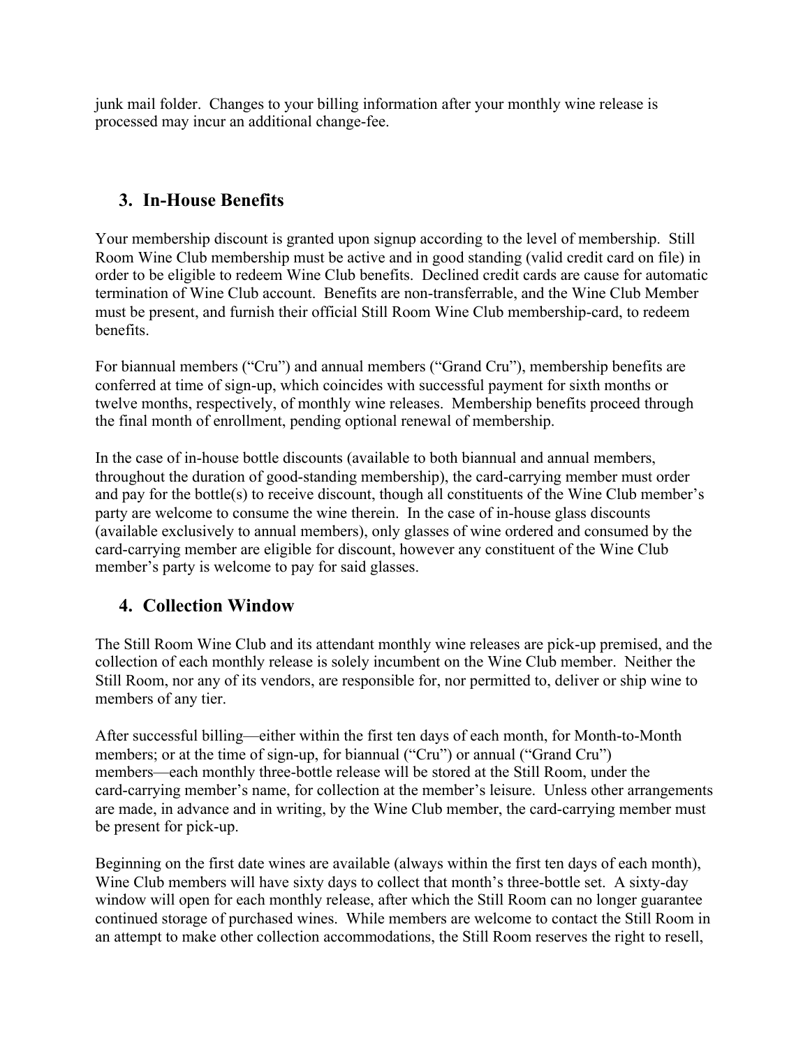junk mail folder. Changes to your billing information after your monthly wine release is processed may incur an additional change-fee.

## 3. In-House Benefits

Your membership discount is granted upon signup according to the level of membership. Still Room Wine Club membership must be active and in good standing (valid credit card on file) in order to be eligible to redeem Wine Club benefits. Declined credit cards are cause for automatic termination of Wine Club account. Benefits are non-transferrable, and the Wine Club Member must be present, and furnish their official Still Room Wine Club membership-card, to redeem benefits.

For biannual members ("Cru") and annual members ("Grand Cru"), membership benefits are conferred at time of sign-up, which coincides with successful payment for sixth months or twelve months, respectively, of monthly wine releases. Membership benefits proceed through the final month of enrollment, pending optional renewal of membership.

In the case of in-house bottle discounts (available to both biannual and annual members, throughout the duration of good-standing membership), the card-carrying member must order and pay for the bottle(s) to receive discount, though all constituents of the Wine Club member's party are welcome to consume the wine therein. In the case of in-house glass discounts (available exclusively to annual members), only glasses of wine ordered and consumed by the card-carrying member are eligible for discount, however any constituent of the Wine Club member's party is welcome to pay for said glasses.

## 4. Collection Window

The Still Room Wine Club and its attendant monthly wine releases are pick-up premised, and the collection of each monthly release is solely incumbent on the Wine Club member. Neither the Still Room, nor any of its vendors, are responsible for, nor permitted to, deliver or ship wine to members of any tier.

After successful billing—either within the first ten days of each month, for Month-to-Month members; or at the time of sign-up, for biannual ("Cru") or annual ("Grand Cru") members—each monthly three-bottle release will be stored at the Still Room, under the card-carrying member's name, for collection at the member's leisure. Unless other arrangements are made, in advance and in writing, by the Wine Club member, the card-carrying member must be present for pick-up.

Beginning on the first date wines are available (always within the first ten days of each month), Wine Club members will have sixty days to collect that month's three-bottle set. A sixty-day window will open for each monthly release, after which the Still Room can no longer guarantee continued storage of purchased wines. While members are welcome to contact the Still Room in an attempt to make other collection accommodations, the Still Room reserves the right to resell,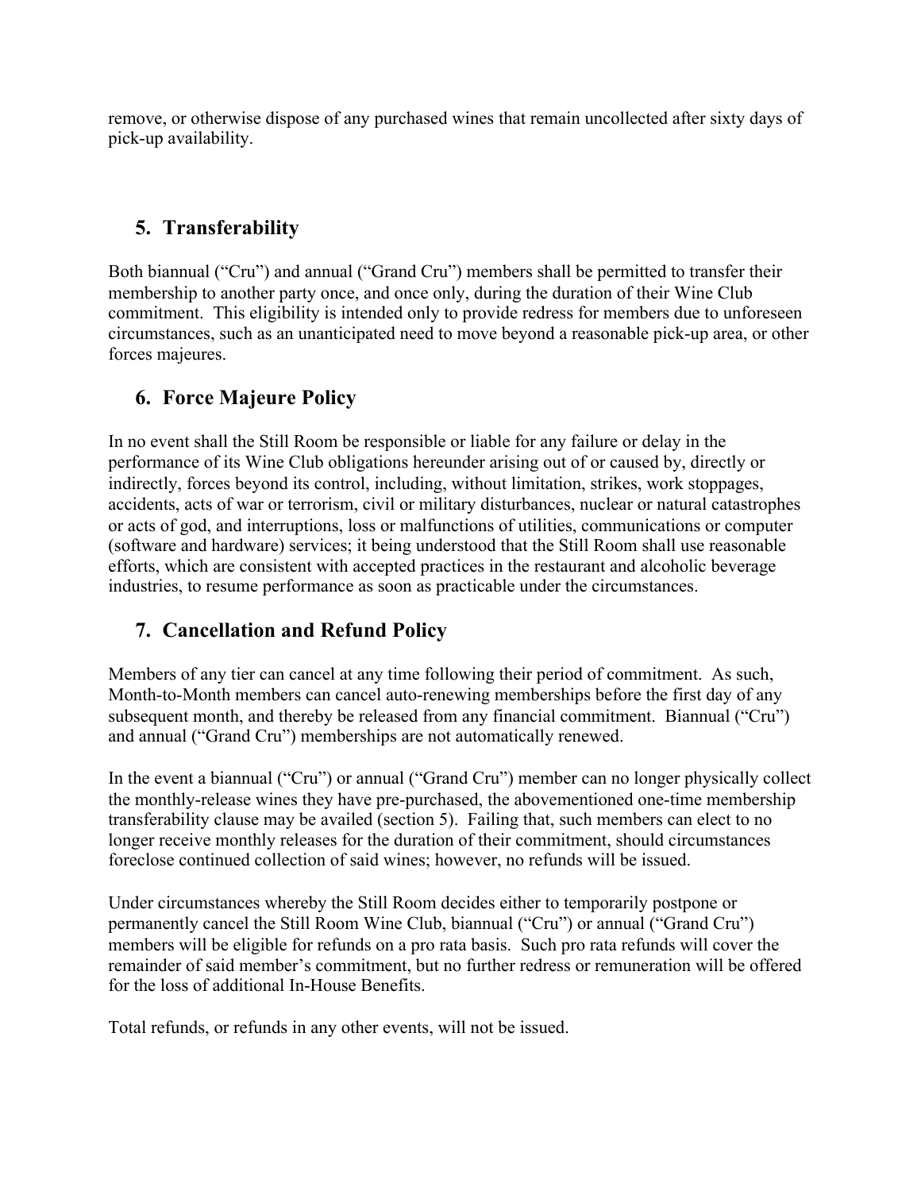remove, or otherwise dispose of any purchased wines that remain uncollected after sixty days of pick-up availability.

## 5. Transferability

Both biannual ("Cru") and annual ("Grand Cru") members shall be permitted to transfer their membership to another party once, and once only, during the duration of their Wine Club commitment. This eligibility is intended only to provide redress for members due to unforeseen circumstances, such as an unanticipated need to move beyond a reasonable pick-up area, or other forces majeures.

## 6. Force Majeure Policy

In no event shall the Still Room be responsible or liable for any failure or delay in the performance of its Wine Club obligations hereunder arising out of or caused by, directly or indirectly, forces beyond its control, including, without limitation, strikes, work stoppages, accidents, acts of war or terrorism, civil or military disturbances, nuclear or natural catastrophes or acts of god, and interruptions, loss or malfunctions of utilities, communications or computer (software and hardware) services; it being understood that the Still Room shall use reasonable efforts, which are consistent with accepted practices in the restaurant and alcoholic beverage industries, to resume performance as soon as practicable under the circumstances.

## 7. Cancellation and Refund Policy

Members of any tier can cancel at any time following their period of commitment. As such, Month-to-Month members can cancel auto-renewing memberships before the first day of any subsequent month, and thereby be released from any financial commitment. Biannual ("Cru") and annual ("Grand Cru") memberships are not automatically renewed.

In the event a biannual ("Cru") or annual ("Grand Cru") member can no longer physically collect the monthly-release wines they have pre-purchased, the abovementioned one-time membership transferability clause may be availed (section 5). Failing that, such members can elect to no longer receive monthly releases for the duration of their commitment, should circumstances foreclose continued collection of said wines; however, no refunds will be issued.

Under circumstances whereby the Still Room decides either to temporarily postpone or permanently cancel the Still Room Wine Club, biannual ("Cru") or annual ("Grand Cru") members will be eligible for refunds on a pro rata basis. Such pro rata refunds will cover the remainder of said member's commitment, but no further redress or remuneration will be offered for the loss of additional In-House Benefits.

Total refunds, or refunds in any other events, will not be issued.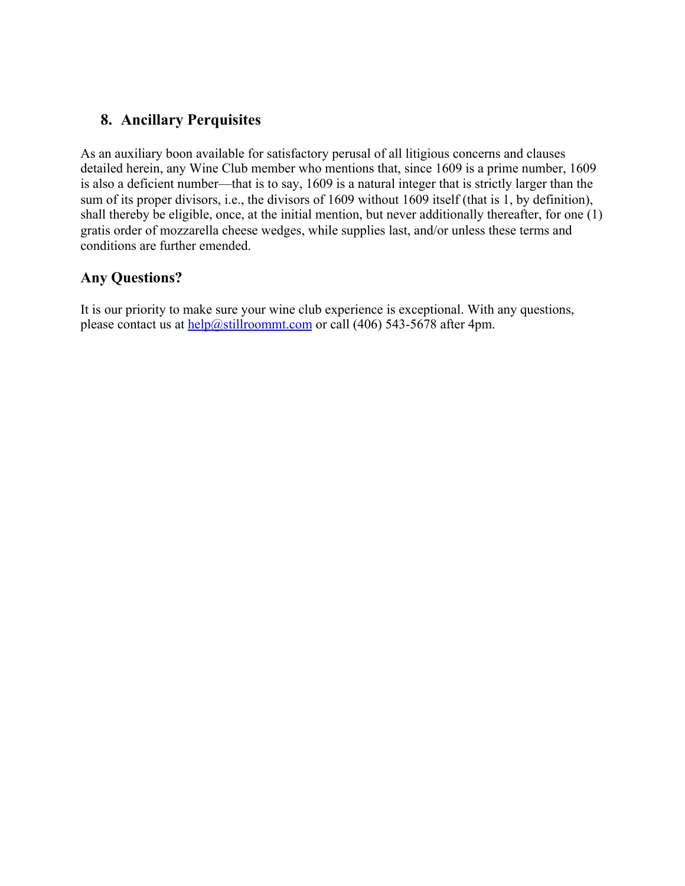## 8. Ancillary Perquisites

As an auxiliary boon available for satisfactory perusal of all litigious concerns and clauses detailed herein, any Wine Club member who mentions that, since 1609 is a prime number, 1609 is also a deficient number—that is to say, 1609 is a natural integer that is strictly larger than the sum of its proper divisors, i.e., the divisors of 1609 without 1609 itself (that is 1, by definition), shall thereby be eligible, once, at the initial mention, but never additionally thereafter, for one (1) gratis order of mozzarella cheese wedges, while supplies last, and/or unless these terms and conditions are further emended.

## Any Questions?

It is our priority to make sure your wine club experience is exceptional. With any questions, please contact us at help@stillroommt.com or call (406) 543-5678 after 4pm.